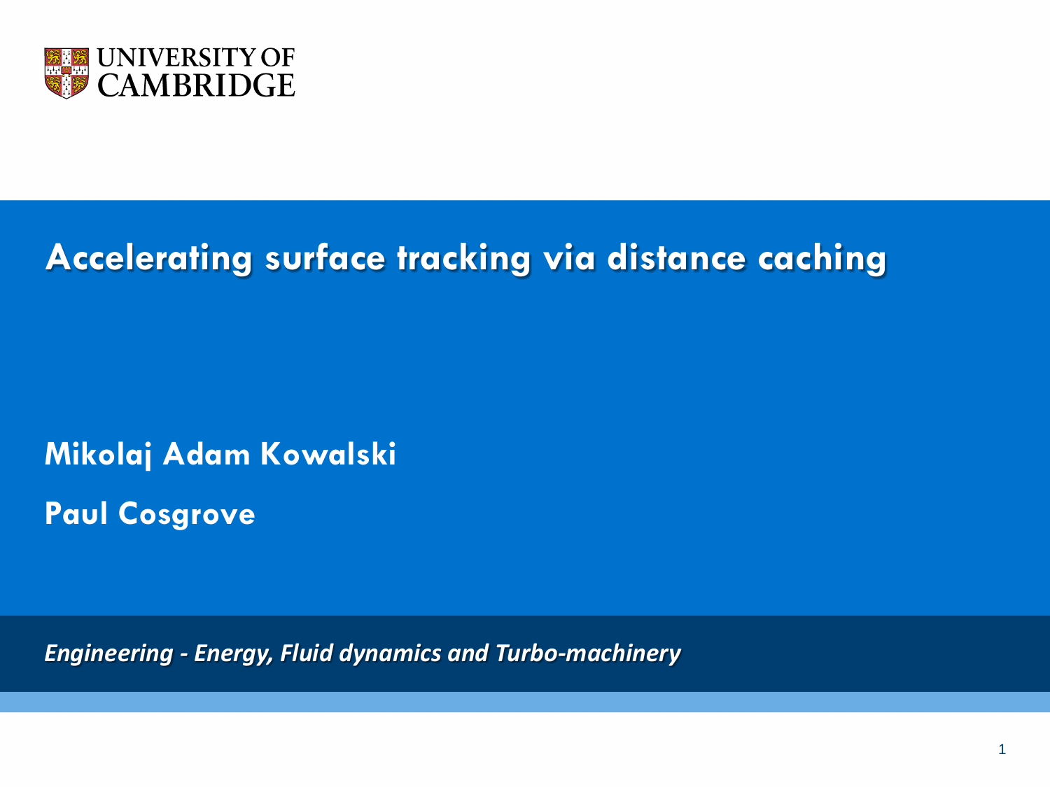UNIVERSITY OF CAMBRIDGE

# Accelerating surface tracking via distance caching

**Mikolaj Adam Kowalski**

**Paul Cosgrove**

*Engineering - Energy, Fluid dynamics and Turbo-machinery*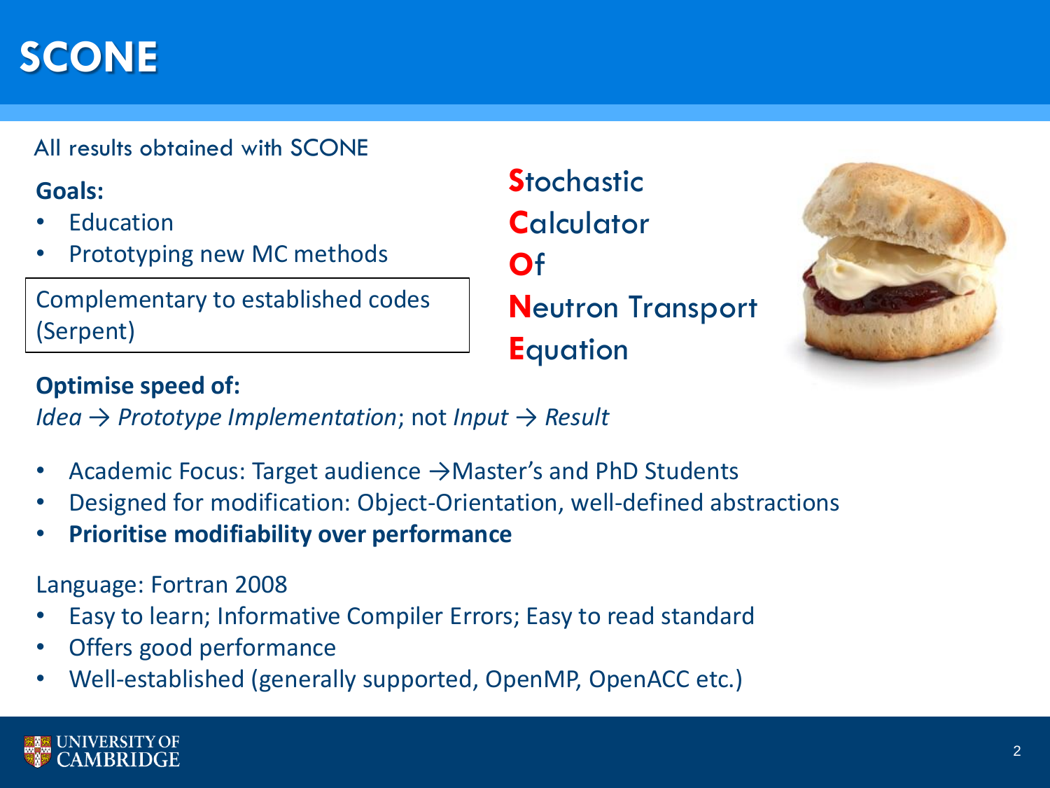# SCONE

All results obtained with SCONE

**Goals:**

- Education
- Prototyping new MC methods

Complementary to established codes (Serpent)

**S**tochastic
**C**alculator
**O**f
**N**eutron Transport
**E**quation

**Optimise speed of:**

*Idea → Prototype Implementation*; not *Input → Result*

- Academic Focus: Target audience →Master's and PhD Students
- Designed for modification: Object-Orientation, well-defined abstractions
- **Prioritise modifiability over performance**

Language: Fortran 2008

- Easy to learn; Informative Compiler Errors; Easy to read standard
- Offers good performance
- Well-established (generally supported, OpenMP, OpenACC etc.)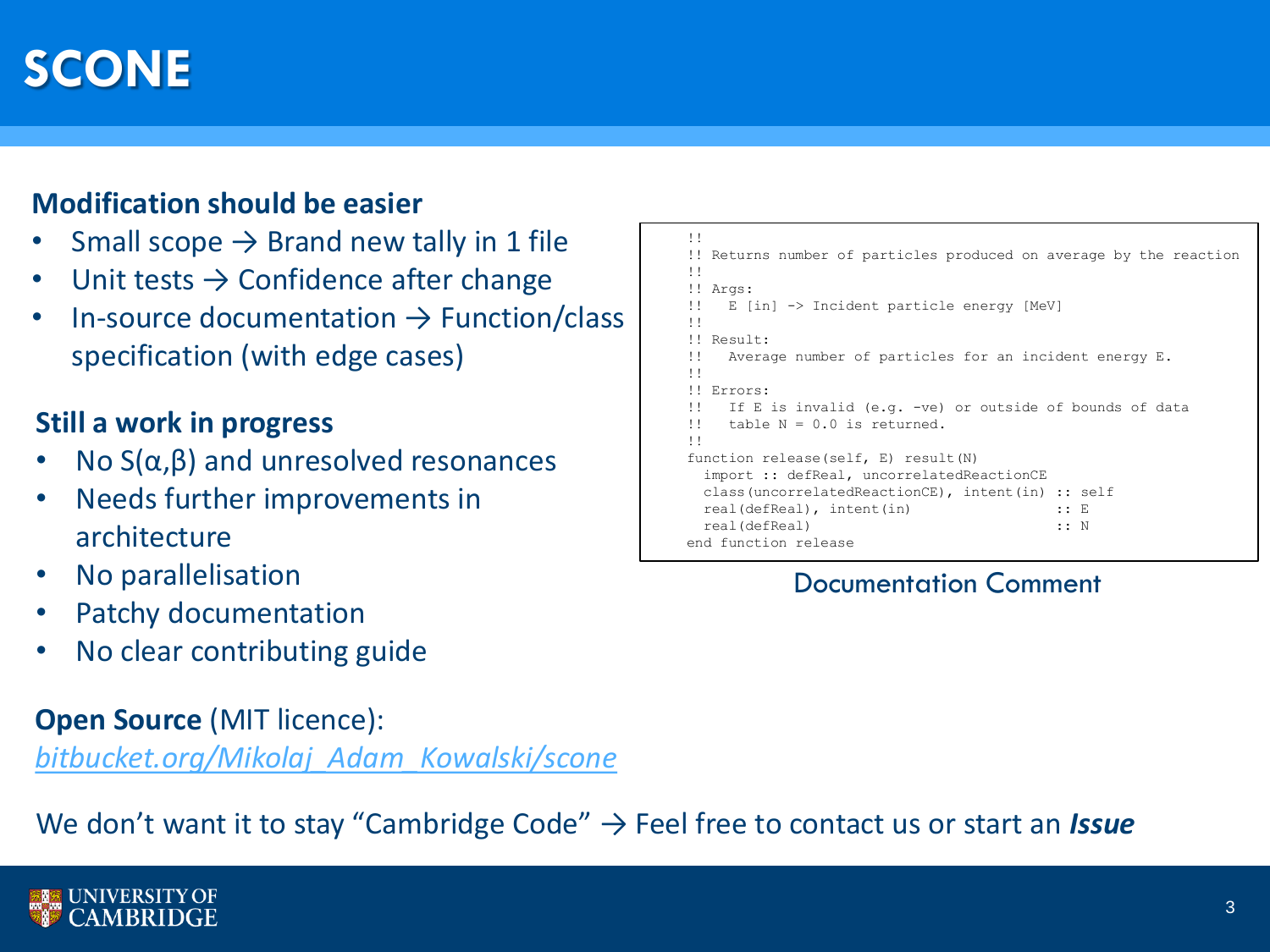# SCONE

**Modification should be easier**

- Small scope → Brand new tally in 1 file
- Unit tests → Confidence after change
- In-source documentation → Function/class specification (with edge cases)

**Still a work in progress**

- No S(α,β) and unresolved resonances
- Needs further improvements in architecture
- No parallelisation
- Patchy documentation
- No clear contributing guide

```
!!
!! Returns number of particles produced on average by the reaction
!!
!! Args:
!!   E [in] -> Incident particle energy [MeV]
!!
!! Result:
!!   Average number of particles for an incident energy E.
!!
!! Errors:
!!   If E is invalid (e.g. -ve) or outside of bounds of data
!!   table N = 0.0 is returned.
!!
function release(self, E) result(N)
  import :: defReal, uncorrelatedReactionCE
  class(uncorrelatedReactionCE), intent(in) :: self
  real(defReal), intent(in)                 :: E
  real(defReal)                             :: N
end function release
```

Documentation Comment

**Open Source** (MIT licence):
*bitbucket.org/Mikolaj_Adam_Kowalski/scone*

We don't want it to stay "Cambridge Code" → Feel free to contact us or start an ***Issue***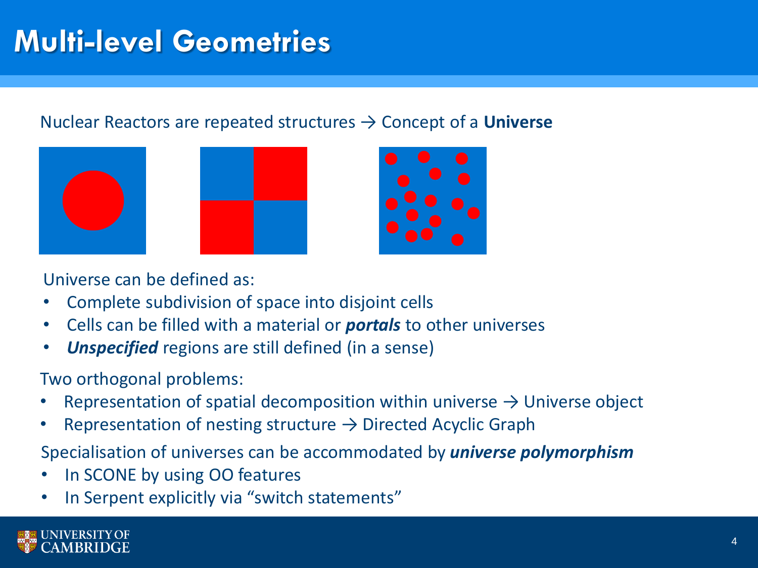# Multi-level Geometries

Nuclear Reactors are repeated structures → Concept of a **Universe**

Universe can be defined as:

- Complete subdivision of space into disjoint cells
- Cells can be filled with a material or ***portals*** to other universes
- ***Unspecified*** regions are still defined (in a sense)

Two orthogonal problems:

- Representation of spatial decomposition within universe → Universe object
- Representation of nesting structure → Directed Acyclic Graph

Specialisation of universes can be accommodated by ***universe polymorphism***

- In SCONE by using OO features
- In Serpent explicitly via "switch statements"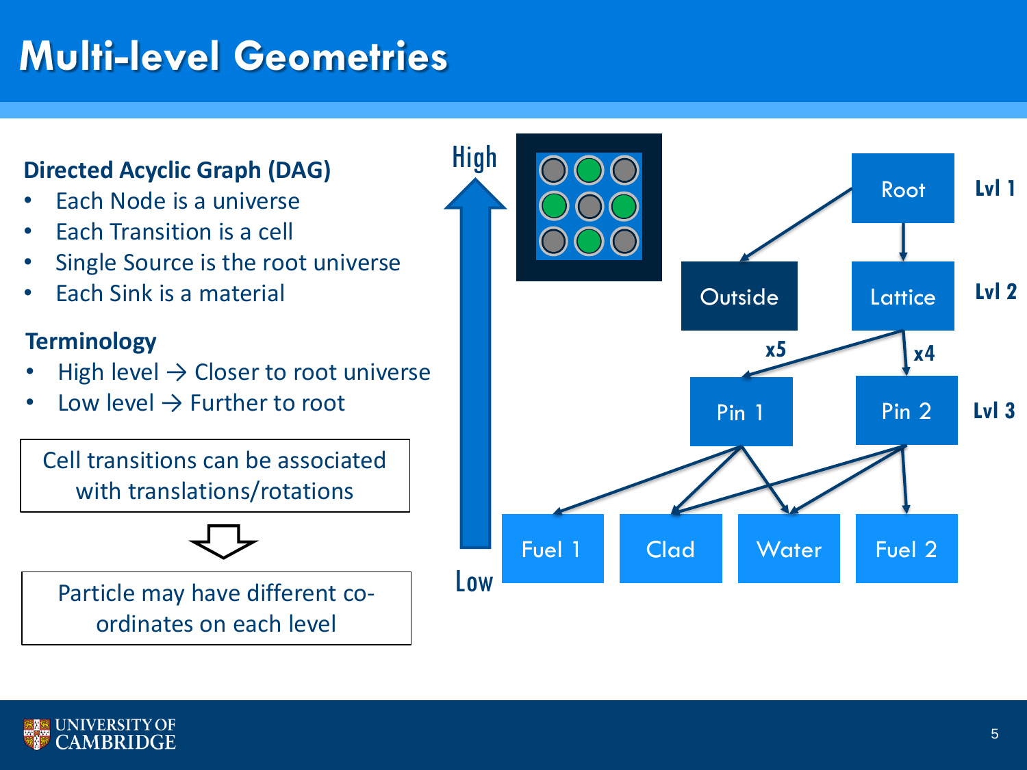# Multi-level Geometries

**Directed Acyclic Graph (DAG)**

- Each Node is a universe
- Each Transition is a cell
- Single Source is the root universe
- Each Sink is a material

**Terminology**

- High level → Closer to root universe
- Low level → Further to root

Cell transitions can be associated with translations/rotations

⇩

Particle may have different co-ordinates on each level

High

Low

Root — Lvl 1

Outside, Lattice — Lvl 2

x5, x4

Pin 1, Pin 2 — Lvl 3

Fuel 1, Clad, Water, Fuel 2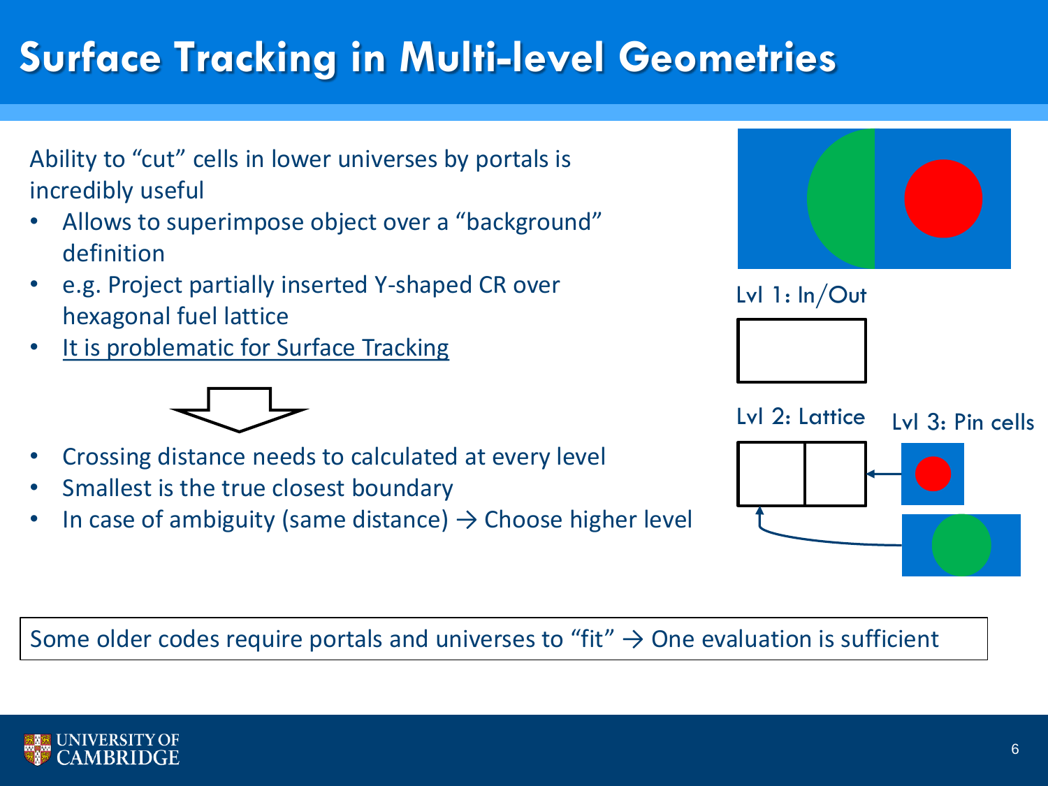# Surface Tracking in Multi-level Geometries

Ability to "cut" cells in lower universes by portals is incredibly useful

- Allows to superimpose object over a "background" definition
- e.g. Project partially inserted Y-shaped CR over hexagonal fuel lattice
- It is problematic for Surface Tracking

- Crossing distance needs to calculated at every level
- Smallest is the true closest boundary
- In case of ambiguity (same distance) → Choose higher level

Lvl 1: In/Out

Lvl 2: Lattice

Lvl 3: Pin cells

Some older codes require portals and universes to "fit" → One evaluation is sufficient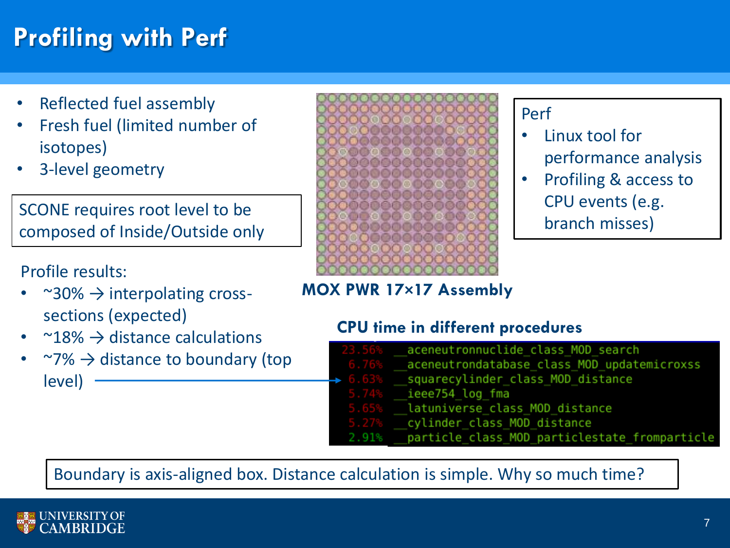# Profiling with Perf

- Reflected fuel assembly
- Fresh fuel (limited number of isotopes)
- 3-level geometry

SCONE requires root level to be composed of Inside/Outside only

MOX PWR 17×17 Assembly

Perf

- Linux tool for performance analysis
- Profiling & access to CPU events (e.g. branch misses)

Profile results:

- ~30% → interpolating cross-sections (expected)
- ~18% → distance calculations
- ~7% → distance to boundary (top level)

**CPU time in different procedures**

```
23.56%  __aceneutronnuclide_class_MOD_search
 6.76%  __aceneutrondatabase_class_MOD_updatemicroxss
 6.63%  __squarecylinder_class_MOD_distance
 5.74%  __ieee754_log_fma
 5.65%  __latuniverse_class_MOD_distance
 5.27%  __cylinder_class_MOD_distance
 2.91%  __particle_class_MOD_particlestate_fromparticle
```

Boundary is axis-aligned box. Distance calculation is simple. Why so much time?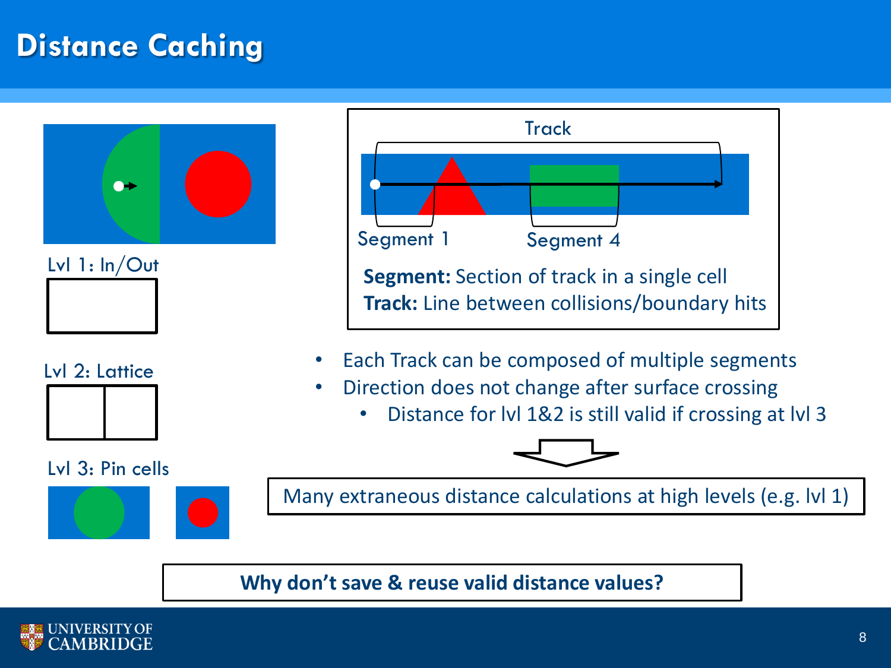# Distance Caching

Lvl 1: In/Out

Lvl 2: Lattice

Lvl 3: Pin cells

Track

Segment 1

Segment 4

**Segment:** Section of track in a single cell
**Track:** Line between collisions/boundary hits

- Each Track can be composed of multiple segments
- Direction does not change after surface crossing
  - Distance for lvl 1&2 is still valid if crossing at lvl 3

Many extraneous distance calculations at high levels (e.g. lvl 1)

**Why don't save & reuse valid distance values?**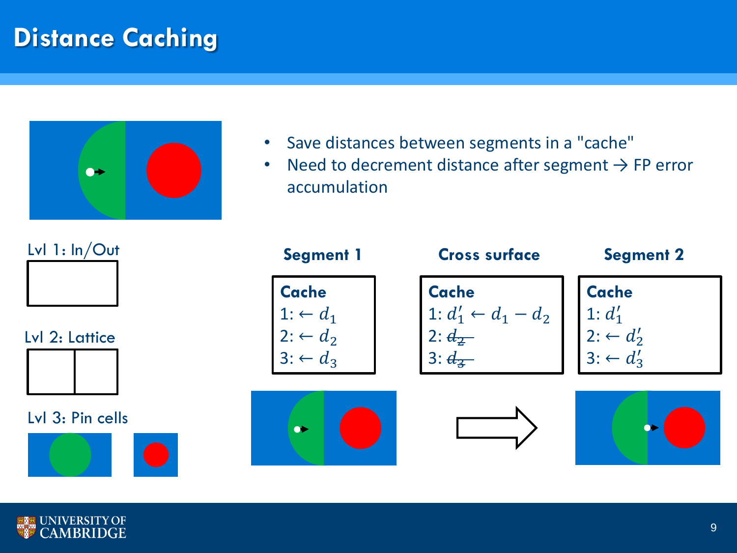# Distance Caching

- Save distances between segments in a "cache"
- Need to decrement distance after segment → FP error accumulation

Lvl 1: In/Out

Lvl 2: Lattice

Lvl 3: Pin cells

**Segment 1**

**Cache**
1: $\leftarrow d_1$
2: $\leftarrow d_2$
3: $\leftarrow d_3$

**Cross surface**

**Cache**
1: $d_1' \leftarrow d_1 - d_2$
2: ~~$d_2$~~
3: ~~$d_3$~~

**Segment 2**

**Cache**
1: $d_1'$
2: $\leftarrow d_2'$
3: $\leftarrow d_3'$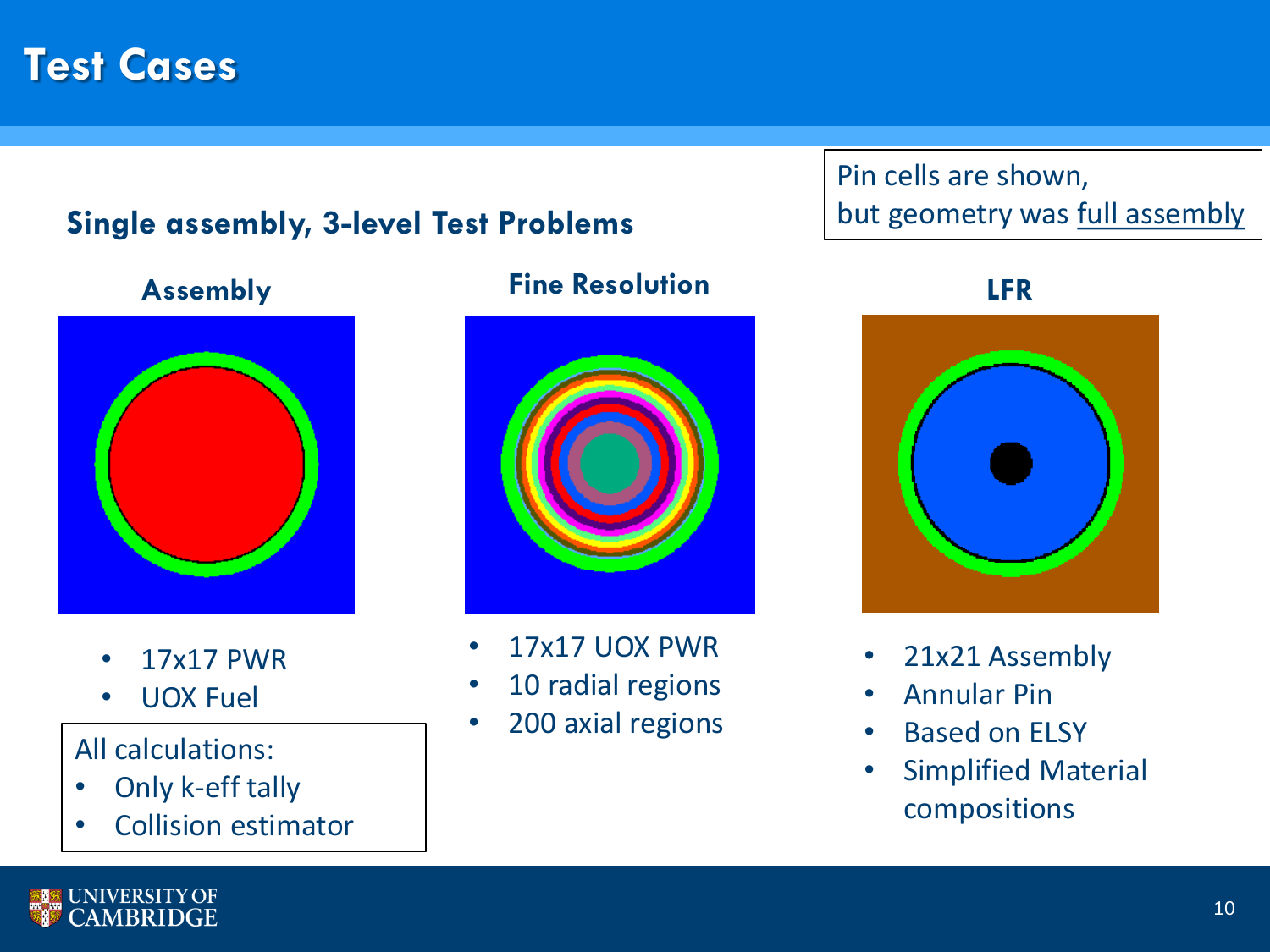# Test Cases

Pin cells are shown, but geometry was full assembly

## Single assembly, 3-level Test Problems

### Assembly

- 17x17 PWR
- UOX Fuel

All calculations:

- Only k-eff tally
- Collision estimator

### Fine Resolution

- 17x17 UOX PWR
- 10 radial regions
- 200 axial regions

### LFR

- 21x21 Assembly
- Annular Pin
- Based on ELSY
- Simplified Material compositions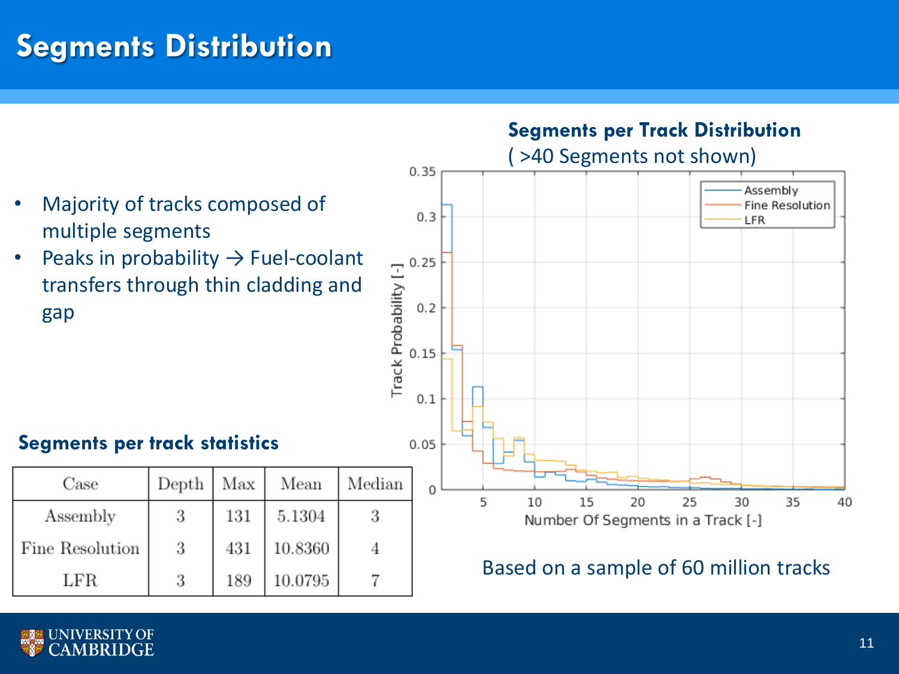# Segments Distribution

- Majority of tracks composed of multiple segments
- Peaks in probability → Fuel-coolant transfers through thin cladding and gap

### Segments per track statistics

| Case | Depth | Max | Mean | Median |
|---|---|---|---|---|
| Assembly | 3 | 131 | 5.1304 | 3 |
| Fine Resolution | 3 | 431 | 10.8360 | 4 |
| LFR | 3 | 189 | 10.0795 | 7 |

**Segments per Track Distribution**
( >40 Segments not shown)

Based on a sample of 60 million tracks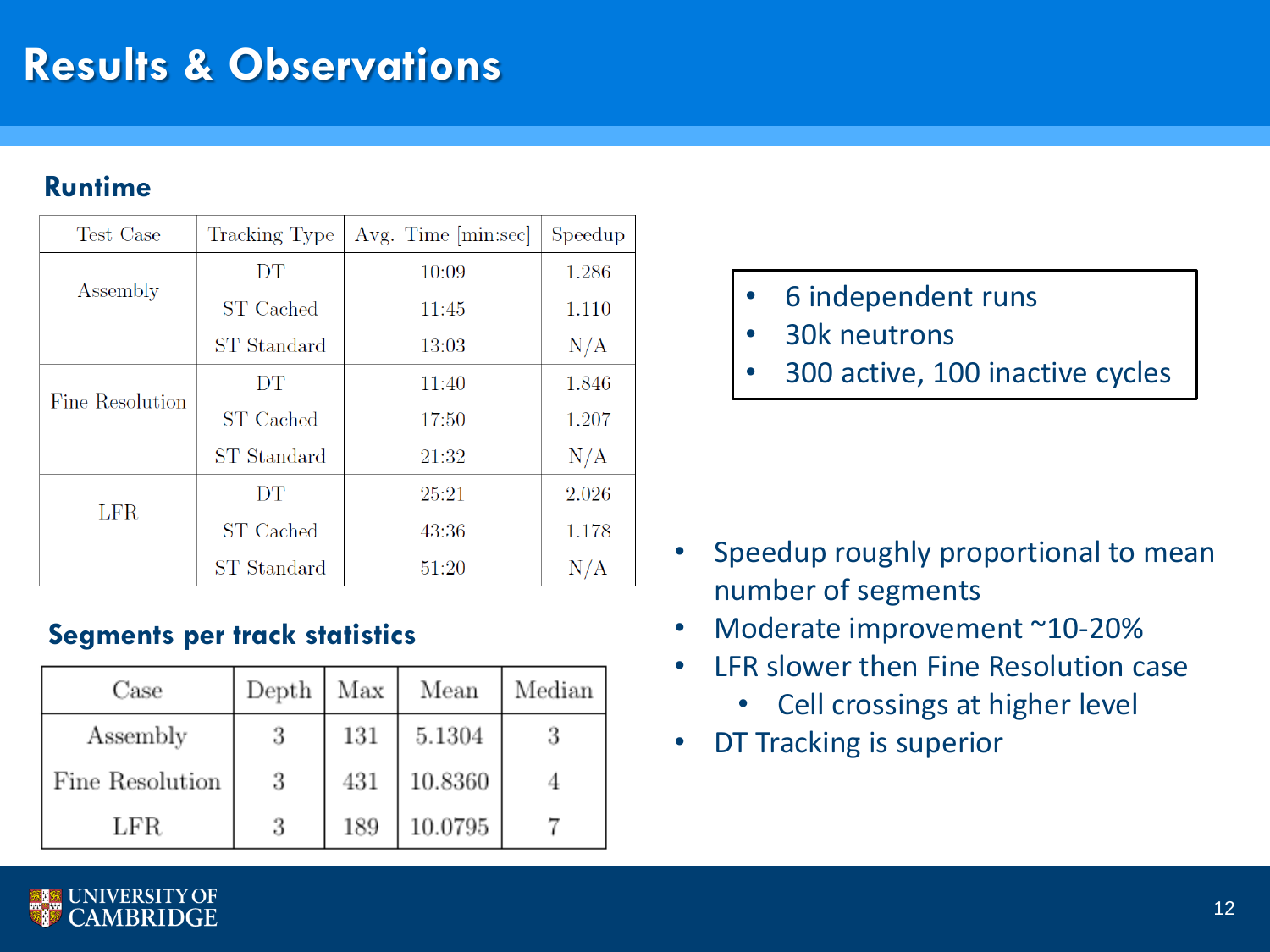# Results & Observations

## Runtime

| Test Case | Tracking Type | Avg. Time [min:sec] | Speedup |
|---|---|---|---|
| Assembly | DT | 10:09 | 1.286 |
| | ST Cached | 11:45 | 1.110 |
| | ST Standard | 13:03 | N/A |
| Fine Resolution | DT | 11:40 | 1.846 |
| | ST Cached | 17:50 | 1.207 |
| | ST Standard | 21:32 | N/A |
| LFR | DT | 25:21 | 2.026 |
| | ST Cached | 43:36 | 1.178 |
| | ST Standard | 51:20 | N/A |

- 6 independent runs
- 30k neutrons
- 300 active, 100 inactive cycles

## Segments per track statistics

| Case | Depth | Max | Mean | Median |
|---|---|---|---|---|
| Assembly | 3 | 131 | 5.1304 | 3 |
| Fine Resolution | 3 | 431 | 10.8360 | 4 |
| LFR | 3 | 189 | 10.0795 | 7 |

- Speedup roughly proportional to mean number of segments
- Moderate improvement ~10-20%
- LFR slower then Fine Resolution case
  - Cell crossings at higher level
- DT Tracking is superior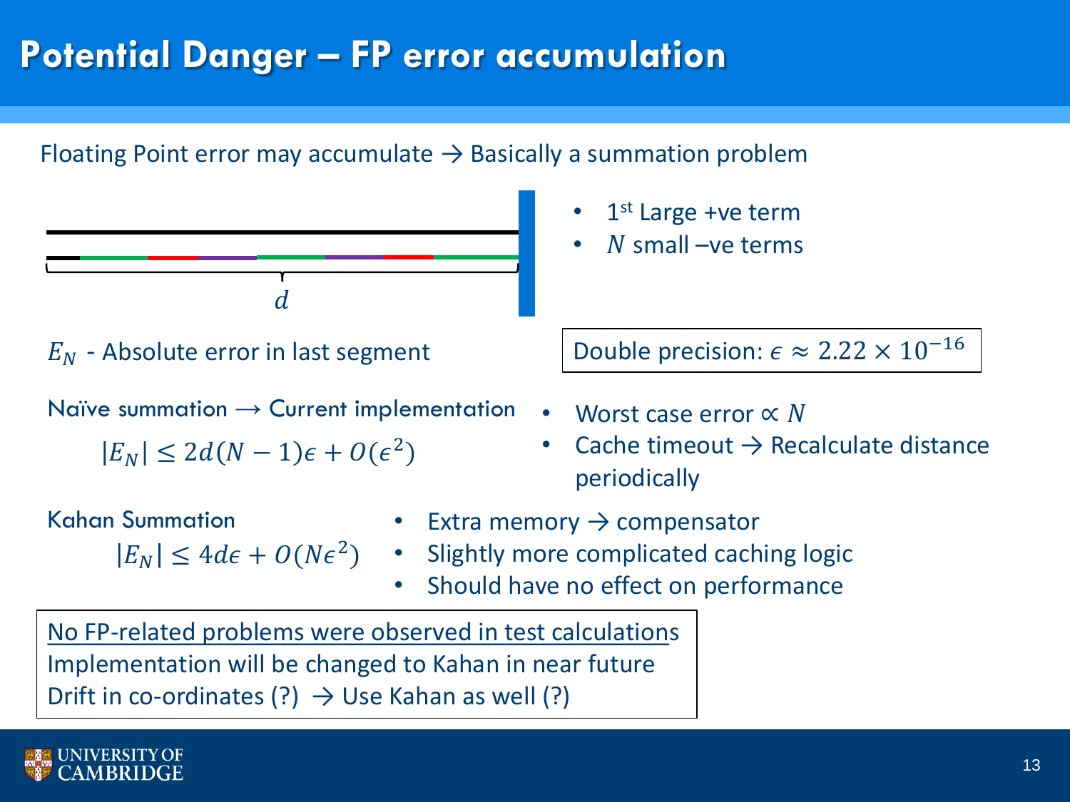# Potential Danger – FP error accumulation

Floating Point error may accumulate → Basically a summation problem

$d$

- 1st Large +ve term
- $N$ small –ve terms

$E_N$ - Absolute error in last segment

Double precision: $\epsilon \approx 2.22 \times 10^{-16}$

Naïve summation → Current implementation

$$|E_N| \leq 2d(N-1)\epsilon + O(\epsilon^2)$$

- Worst case error $\propto N$
- Cache timeout → Recalculate distance periodically

Kahan Summation

$$|E_N| \leq 4d\epsilon + O(N\epsilon^2)$$

- Extra memory → compensator
- Slightly more complicated caching logic
- Should have no effect on performance

No FP-related problems were observed in test calculations
Implementation will be changed to Kahan in near future
Drift in co-ordinates (?) → Use Kahan as well (?)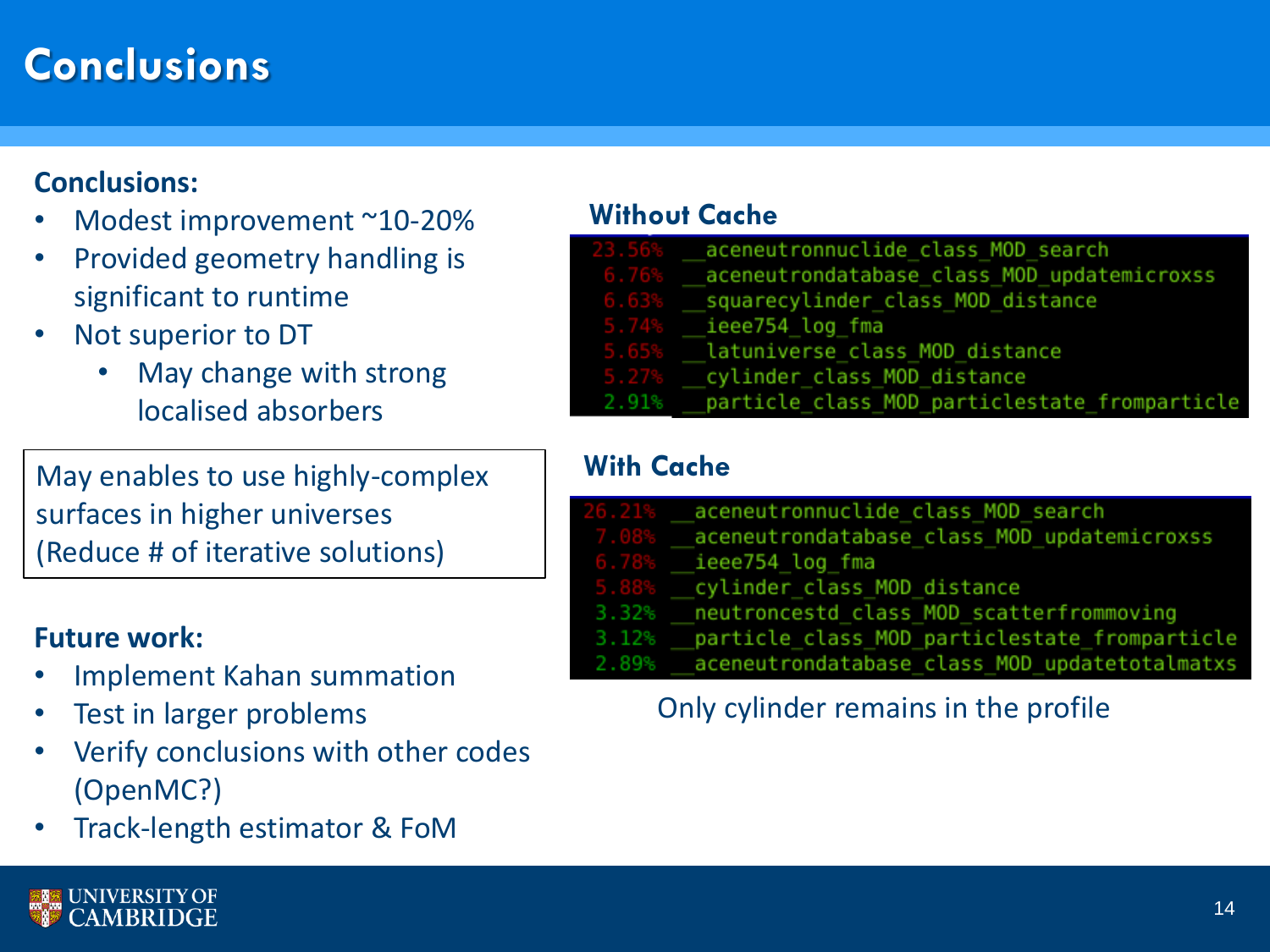# Conclusions

**Conclusions:**

- Modest improvement ~10-20%
- Provided geometry handling is significant to runtime
- Not superior to DT
  - May change with strong localised absorbers

May enables to use highly-complex surfaces in higher universes (Reduce # of iterative solutions)

**Future work:**

- Implement Kahan summation
- Test in larger problems
- Verify conclusions with other codes (OpenMC?)
- Track-length estimator & FoM

**Without Cache**

```
23.56%  __aceneutronnuclide_class_MOD_search
 6.76%  __aceneutrondatabase_class_MOD_updatemicroxss
 6.63%  __squarecylinder_class_MOD_distance
 5.74%  __ieee754_log_fma
 5.65%  __latuniverse_class_MOD_distance
 5.27%  __cylinder_class_MOD_distance
 2.91%  __particle_class_MOD_particlestate_fromparticle
```

**With Cache**

```
26.21%  __aceneutronnuclide_class_MOD_search
 7.08%  __aceneutrondatabase_class_MOD_updatemicroxss
 6.78%  __ieee754_log_fma
 5.88%  __cylinder_class_MOD_distance
 3.32%  __neutroncestd_class_MOD_scatterfrommoving
 3.12%  __particle_class_MOD_particlestate_fromparticle
 2.89%  __aceneutrondatabase_class_MOD_updatetotalmatxs
```

Only cylinder remains in the profile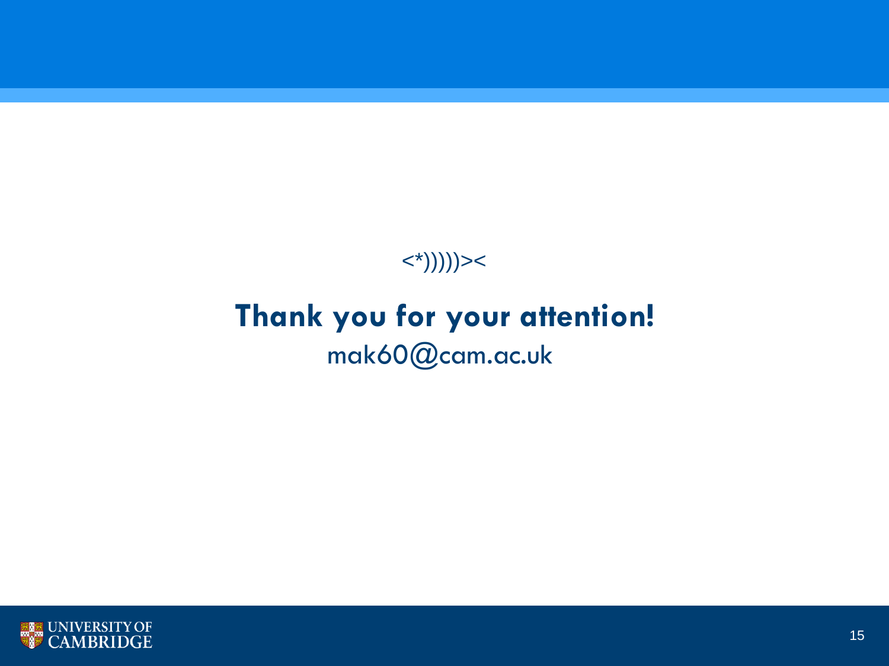<*)))))><

**Thank you for your attention!**

mak60@cam.ac.uk